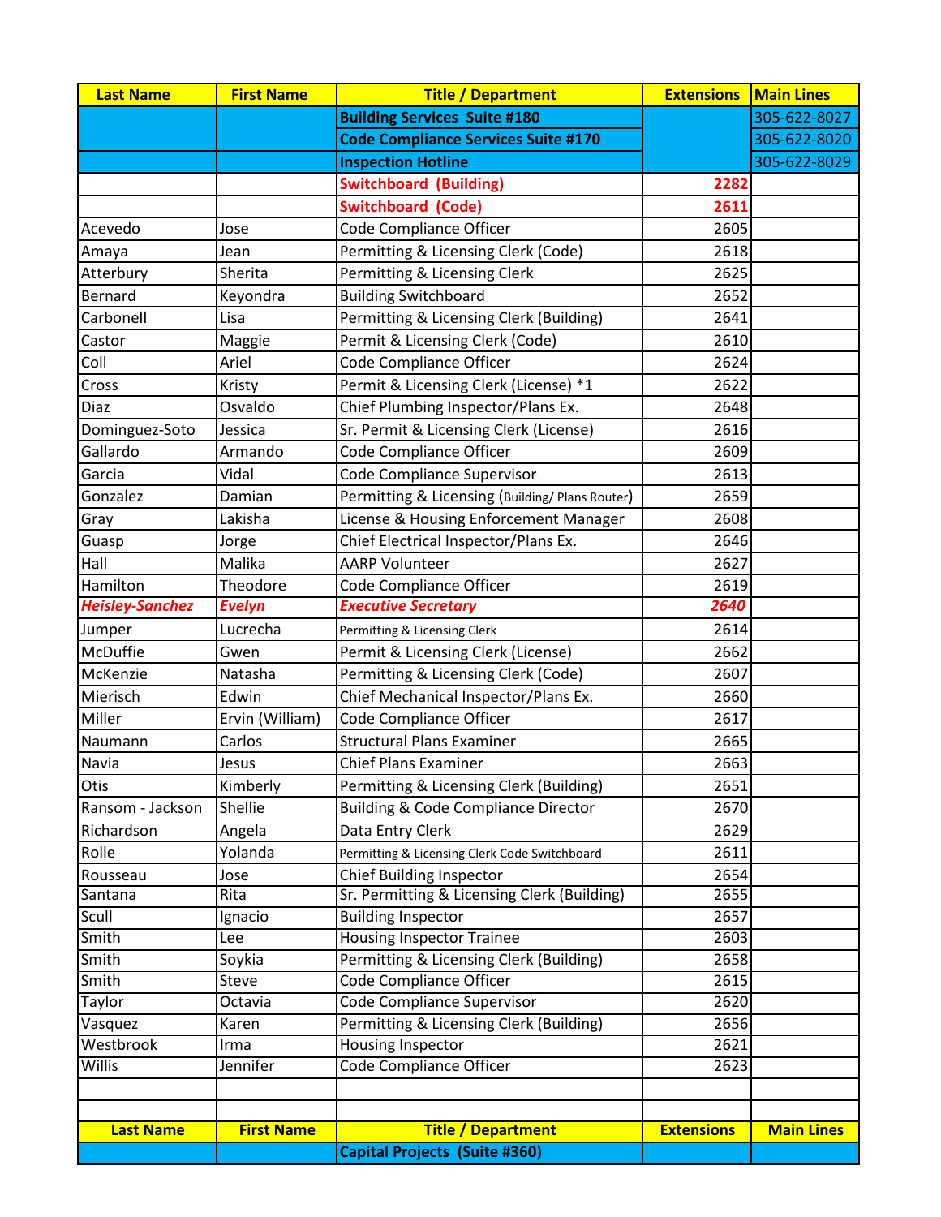| Last Name | First Name | Title / Department | Extensions | Main Lines |
|---|---|---|---|---|
| | | **Building Services Suite #180** | | 305-622-8027 |
| | | **Code Compliance Services Suite #170** | | 305-622-8020 |
| | | **Inspection Hotline** | | 305-622-8029 |
| | | **Switchboard (Building)** | **2282** | |
| | | **Switchboard (Code)** | **2611** | |
| Acevedo | Jose | Code Compliance Officer | 2605 | |
| Amaya | Jean | Permitting & Licensing Clerk (Code) | 2618 | |
| Atterbury | Sherita | Permitting & Licensing Clerk | 2625 | |
| Bernard | Keyondra | Building Switchboard | 2652 | |
| Carbonell | Lisa | Permitting & Licensing Clerk (Building) | 2641 | |
| Castor | Maggie | Permit & Licensing Clerk (Code) | 2610 | |
| Coll | Ariel | Code Compliance Officer | 2624 | |
| Cross | Kristy | Permit & Licensing Clerk (License) *1 | 2622 | |
| Diaz | Osvaldo | Chief Plumbing Inspector/Plans Ex. | 2648 | |
| Dominguez-Soto | Jessica | Sr. Permit & Licensing Clerk (License) | 2616 | |
| Gallardo | Armando | Code Compliance Officer | 2609 | |
| Garcia | Vidal | Code Compliance Supervisor | 2613 | |
| Gonzalez | Damian | Permitting & Licensing (Building/ Plans Router) | 2659 | |
| Gray | Lakisha | License & Housing Enforcement Manager | 2608 | |
| Guasp | Jorge | Chief Electrical Inspector/Plans Ex. | 2646 | |
| Hall | Malika | AARP Volunteer | 2627 | |
| Hamilton | Theodore | Code Compliance Officer | 2619 | |
| ***Heisley-Sanchez*** | ***Evelyn*** | ***Executive Secretary*** | ***2640*** | |
| Jumper | Lucrecha | Permitting & Licensing Clerk | 2614 | |
| McDuffie | Gwen | Permit & Licensing Clerk (License) | 2662 | |
| McKenzie | Natasha | Permitting & Licensing Clerk (Code) | 2607 | |
| Mierisch | Edwin | Chief Mechanical Inspector/Plans Ex. | 2660 | |
| Miller | Ervin (William) | Code Compliance Officer | 2617 | |
| Naumann | Carlos | Structural Plans Examiner | 2665 | |
| Navia | Jesus | Chief Plans Examiner | 2663 | |
| Otis | Kimberly | Permitting & Licensing Clerk (Building) | 2651 | |
| Ransom - Jackson | Shellie | Building & Code Compliance Director | 2670 | |
| Richardson | Angela | Data Entry Clerk | 2629 | |
| Rolle | Yolanda | Permitting & Licensing Clerk Code Switchboard | 2611 | |
| Rousseau | Jose | Chief Building Inspector | 2654 | |
| Santana | Rita | Sr. Permitting & Licensing Clerk (Building) | 2655 | |
| Scull | Ignacio | Building Inspector | 2657 | |
| Smith | Lee | Housing Inspector Trainee | 2603 | |
| Smith | Soykia | Permitting & Licensing Clerk (Building) | 2658 | |
| Smith | Steve | Code Compliance Officer | 2615 | |
| Taylor | Octavia | Code Compliance Supervisor | 2620 | |
| Vasquez | Karen | Permitting & Licensing Clerk (Building) | 2656 | |
| Westbrook | Irma | Housing Inspector | 2621 | |
| Willis | Jennifer | Code Compliance Officer | 2623 | |
| | | | | |
| | | | | |
| **Last Name** | **First Name** | **Title / Department** | **Extensions** | **Main Lines** |
| | | **Capital Projects (Suite #360)** | | |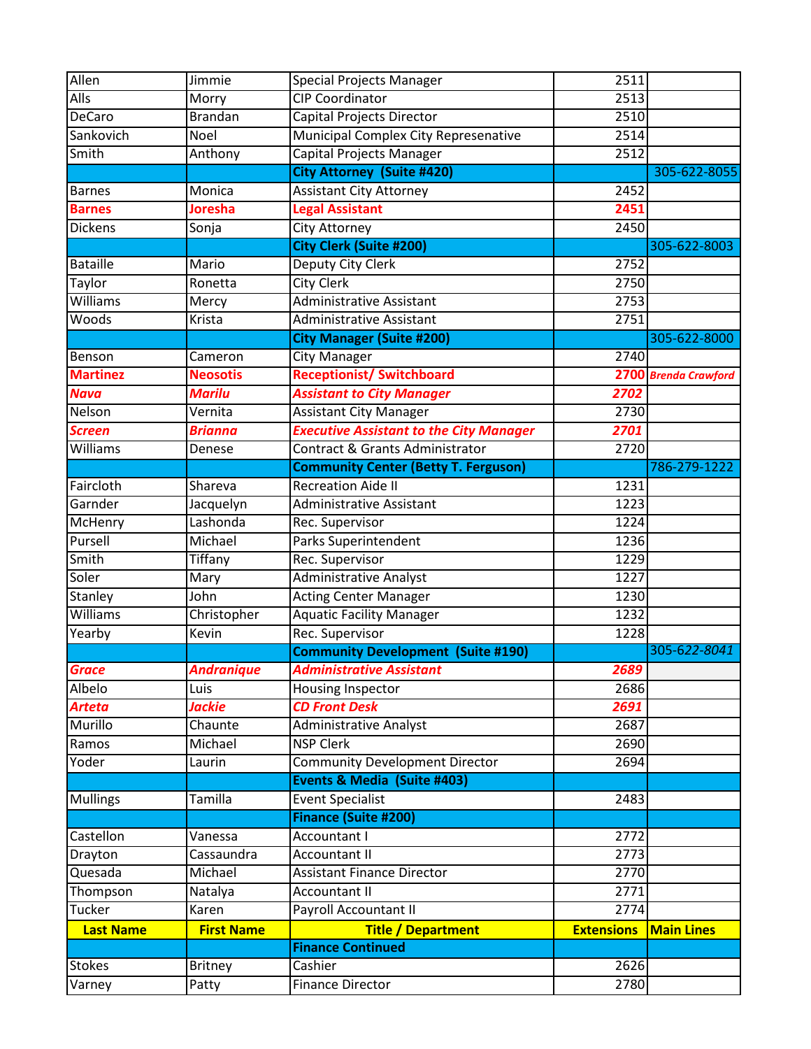| Allen | Jimmie | Special Projects Manager | 2511 | |
|---|---|---|---|---|
| Alls | Morry | CIP Coordinator | 2513 | |
| DeCaro | Brandan | Capital Projects Director | 2510 | |
| Sankovich | Noel | Municipal Complex City Represenative | 2514 | |
| Smith | Anthony | Capital Projects Manager | 2512 | |
| | | **City Attorney (Suite #420)** | | 305-622-8055 |
| Barnes | Monica | Assistant City Attorney | 2452 | |
| **Barnes** | **Joresha** | **Legal Assistant** | **2451** | |
| Dickens | Sonja | City Attorney | 2450 | |
| | | **City Clerk (Suite #200)** | | 305-622-8003 |
| Bataille | Mario | Deputy City Clerk | 2752 | |
| Taylor | Ronetta | City Clerk | 2750 | |
| Williams | Mercy | Administrative Assistant | 2753 | |
| Woods | Krista | Administrative Assistant | 2751 | |
| | | **City Manager (Suite #200)** | | 305-622-8000 |
| Benson | Cameron | City Manager | 2740 | |
| **Martinez** | **Neosotis** | **Receptionist/ Switchboard** | **2700** | ***Brenda Crawford*** |
| ***Nava*** | ***Marilu*** | ***Assistant to City Manager*** | ***2702*** | |
| Nelson | Vernita | Assistant City Manager | 2730 | |
| ***Screen*** | ***Brianna*** | ***Executive Assistant to the City Manager*** | ***2701*** | |
| Williams | Denese | Contract & Grants Administrator | 2720 | |
| | | **Community Center (Betty T. Ferguson)** | | 786-279-1222 |
| Faircloth | Shareva | Recreation Aide II | 1231 | |
| Garnder | Jacquelyn | Administrative Assistant | 1223 | |
| McHenry | Lashonda | Rec. Supervisor | 1224 | |
| Pursell | Michael | Parks Superintendent | 1236 | |
| Smith | Tiffany | Rec. Supervisor | 1229 | |
| Soler | Mary | Administrative Analyst | 1227 | |
| Stanley | John | Acting Center Manager | 1230 | |
| Williams | Christopher | Aquatic Facility Manager | 1232 | |
| Yearby | Kevin | Rec. Supervisor | 1228 | |
| | | **Community Development (Suite #190)** | | 305-622-8041 |
| ***Grace*** | ***Andranique*** | ***Administrative Assistant*** | ***2689*** | |
| Albelo | Luis | Housing Inspector | 2686 | |
| ***Arteta*** | ***Jackie*** | ***CD Front Desk*** | ***2691*** | |
| Murillo | Chaunte | Administrative Analyst | 2687 | |
| Ramos | Michael | NSP Clerk | 2690 | |
| Yoder | Laurin | Community Development Director | 2694 | |
| | | **Events & Media (Suite #403)** | | |
| Mullings | Tamilla | Event Specialist | 2483 | |
| | | **Finance (Suite #200)** | | |
| Castellon | Vanessa | Accountant I | 2772 | |
| Drayton | Cassaundra | Accountant II | 2773 | |
| Quesada | Michael | Assistant Finance Director | 2770 | |
| Thompson | Natalya | Accountant II | 2771 | |
| Tucker | Karen | Payroll Accountant II | 2774 | |
| **Last Name** | **First Name** | **Title / Department** | **Extensions** | **Main Lines** |
| | | **Finance Continued** | | |
| Stokes | Britney | Cashier | 2626 | |
| Varney | Patty | Finance Director | 2780 | |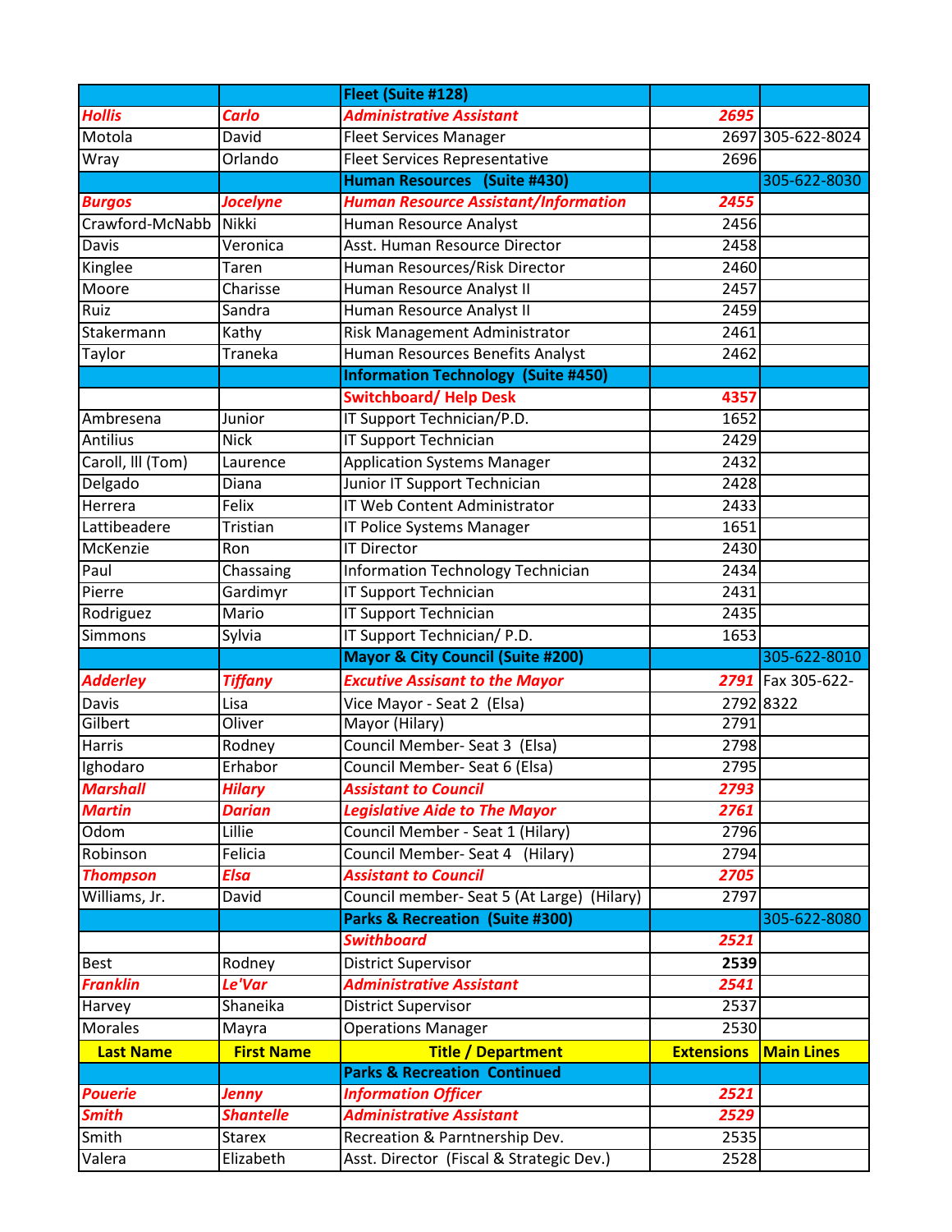| | | Fleet (Suite #128) | | |
|---|---|---|---|---|
| ***Hollis*** | ***Carlo*** | ***Administrative Assistant*** | ***2695*** | |
| Motola | David | Fleet Services Manager | 2697 | 305-622-8024 |
| Wray | Orlando | Fleet Services Representative | 2696 | |
| | | **Human Resources (Suite #430)** | | 305-622-8030 |
| ***Burgos*** | ***Jocelyne*** | ***Human Resource Assistant/Information*** | ***2455*** | |
| Crawford-McNabb | Nikki | Human Resource Analyst | 2456 | |
| Davis | Veronica | Asst. Human Resource Director | 2458 | |
| Kinglee | Taren | Human Resources/Risk Director | 2460 | |
| Moore | Charisse | Human Resource Analyst II | 2457 | |
| Ruiz | Sandra | Human Resource Analyst II | 2459 | |
| Stakermann | Kathy | Risk Management Administrator | 2461 | |
| Taylor | Traneka | Human Resources Benefits Analyst | 2462 | |
| | | **Information Technology (Suite #450)** | | |
| | | **Switchboard/ Help Desk** | **4357** | |
| Ambresena | Junior | IT Support Technician/P.D. | 1652 | |
| Antilius | Nick | IT Support Technician | 2429 | |
| Caroll, III (Tom) | Laurence | Application Systems Manager | 2432 | |
| Delgado | Diana | Junior IT Support Technician | 2428 | |
| Herrera | Felix | IT Web Content Administrator | 2433 | |
| Lattibeadere | Tristian | IT Police Systems Manager | 1651 | |
| McKenzie | Ron | IT Director | 2430 | |
| Paul | Chassaing | Information Technology Technician | 2434 | |
| Pierre | Gardimyr | IT Support Technician | 2431 | |
| Rodriguez | Mario | IT Support Technician | 2435 | |
| Simmons | Sylvia | IT Support Technician/ P.D. | 1653 | |
| | | **Mayor & City Council (Suite #200)** | | 305-622-8010 |
| ***Adderley*** | ***Tiffany*** | ***Excutive Assisant to the Mayor*** | ***2791*** | Fax 305-622-8322 |
| Davis | Lisa | Vice Mayor - Seat 2 (Elsa) | 2792 | |
| Gilbert | Oliver | Mayor (Hilary) | 2791 | |
| Harris | Rodney | Council Member- Seat 3 (Elsa) | 2798 | |
| Ighodaro | Erhabor | Council Member- Seat 6 (Elsa) | 2795 | |
| ***Marshall*** | ***Hilary*** | ***Assistant to Council*** | ***2793*** | |
| ***Martin*** | ***Darian*** | ***Legislative Aide to The Mayor*** | ***2761*** | |
| Odom | Lillie | Council Member - Seat 1 (Hilary) | 2796 | |
| Robinson | Felicia | Council Member- Seat 4 (Hilary) | 2794 | |
| ***Thompson*** | ***Elsa*** | ***Assistant to Council*** | ***2705*** | |
| Williams, Jr. | David | Council member- Seat 5 (At Large) (Hilary) | 2797 | |
| | | **Parks & Recreation (Suite #300)** | | 305-622-8080 |
| | | ***Swithboard*** | ***2521*** | |
| Best | Rodney | District Supervisor | **2539** | |
| ***Franklin*** | ***Le'Var*** | ***Administrative Assistant*** | ***2541*** | |
| Harvey | Shaneika | District Supervisor | 2537 | |
| Morales | Mayra | Operations Manager | 2530 | |
| **Last Name** | **First Name** | **Title / Department** | **Extensions** | **Main Lines** |
| | | **Parks & Recreation Continued** | | |
| ***Pouerie*** | ***Jenny*** | ***Information Officer*** | ***2521*** | |
| ***Smith*** | ***Shantelle*** | ***Administrative Assistant*** | ***2529*** | |
| Smith | Starex | Recreation & Parntnership Dev. | 2535 | |
| Valera | Elizabeth | Asst. Director (Fiscal & Strategic Dev.) | 2528 | |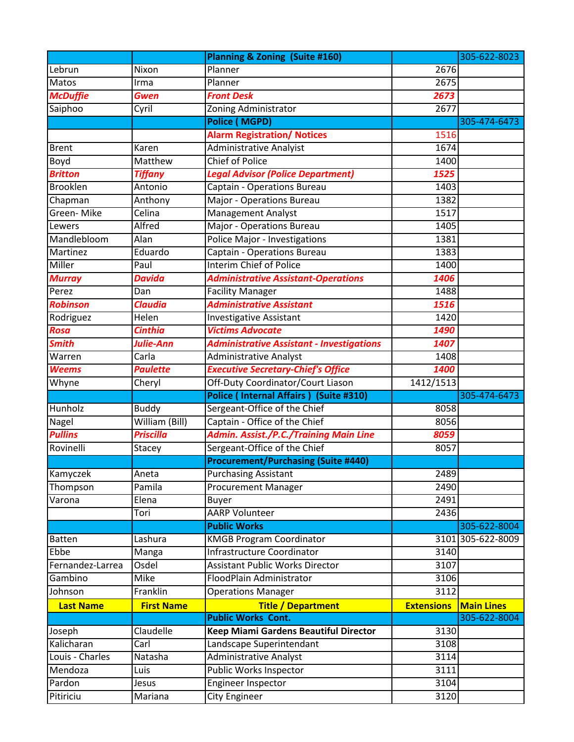| | | **Planning & Zoning (Suite #160)** | | 305-622-8023 |
|---|---|---|---|---|
| Lebrun | Nixon | Planner | 2676 | |
| Matos | Irma | Planner | 2675 | |
| ***McDuffie*** | ***Gwen*** | ***Front Desk*** | ***2673*** | |
| Saiphoo | Cyril | Zoning Administrator | 2677 | |
| | | **Police ( MGPD)** | | 305-474-6473 |
| | | **Alarm Registration/ Notices** | 1516 | |
| Brent | Karen | Administrative Analyist | 1674 | |
| Boyd | Matthew | Chief of Police | 1400 | |
| ***Britton*** | ***Tiffany*** | ***Legal Advisor (Police Department)*** | ***1525*** | |
| Brooklen | Antonio | Captain - Operations Bureau | 1403 | |
| Chapman | Anthony | Major - Operations Bureau | 1382 | |
| Green- Mike | Celina | Management Analyst | 1517 | |
| Lewers | Alfred | Major - Operations Bureau | 1405 | |
| Mandlebloom | Alan | Police Major - Investigations | 1381 | |
| Martinez | Eduardo | Captain - Operations Bureau | 1383 | |
| Miller | Paul | Interim Chief of Police | 1400 | |
| ***Murray*** | ***Davida*** | ***Administrative Assistant-Operations*** | ***1406*** | |
| Perez | Dan | Facility Manager | 1488 | |
| ***Robinson*** | ***Claudia*** | ***Administrative Assistant*** | ***1516*** | |
| Rodriguez | Helen | Investigative Assistant | 1420 | |
| ***Rosa*** | ***Cinthia*** | ***Victims Advocate*** | ***1490*** | |
| ***Smith*** | ***Julie-Ann*** | ***Administrative Assistant - Investigations*** | ***1407*** | |
| Warren | Carla | Administrative Analyst | 1408 | |
| ***Weems*** | ***Paulette*** | ***Executive Secretary-Chief's Office*** | ***1400*** | |
| Whyne | Cheryl | Off-Duty Coordinator/Court Liason | 1412/1513 | |
| | | **Police ( Internal Affairs ) (Suite #310)** | | 305-474-6473 |
| Hunholz | Buddy | Sergeant-Office of the Chief | 8058 | |
| Nagel | William (Bill) | Captain - Office of the Chief | 8056 | |
| ***Pullins*** | ***Priscilla*** | ***Admin. Assist./P.C./Training Main Line*** | ***8059*** | |
| Rovinelli | Stacey | Sergeant-Office of the Chief | 8057 | |
| | | **Procurement/Purchasing (Suite #440)** | | |
| Kamyczek | Aneta | Purchasing Assistant | 2489 | |
| Thompson | Pamila | Procurement Manager | 2490 | |
| Varona | Elena | Buyer | 2491 | |
| | Tori | AARP Volunteer | 2436 | |
| | | **Public Works** | | 305-622-8004 |
| Batten | Lashura | KMGB Program Coordinator | 3101 | 305-622-8009 |
| Ebbe | Manga | Infrastructure Coordinator | 3140 | |
| Fernandez-Larrea | Osdel | Assistant Public Works Director | 3107 | |
| Gambino | Mike | FloodPlain Administrator | 3106 | |
| Johnson | Franklin | Operations Manager | 3112 | |
| **Last Name** | **First Name** | **Title / Department** | **Extensions** | **Main Lines** |
| | | **Public Works Cont.** | | 305-622-8004 |
| Joseph | Claudelle | **Keep Miami Gardens Beautiful Director** | 3130 | |
| Kalicharan | Carl | Landscape Superintendant | 3108 | |
| Louis - Charles | Natasha | Administrative Analyst | 3114 | |
| Mendoza | Luis | Public Works Inspector | 3111 | |
| Pardon | Jesus | Engineer Inspector | 3104 | |
| Pitiriciu | Mariana | City Engineer | 3120 | |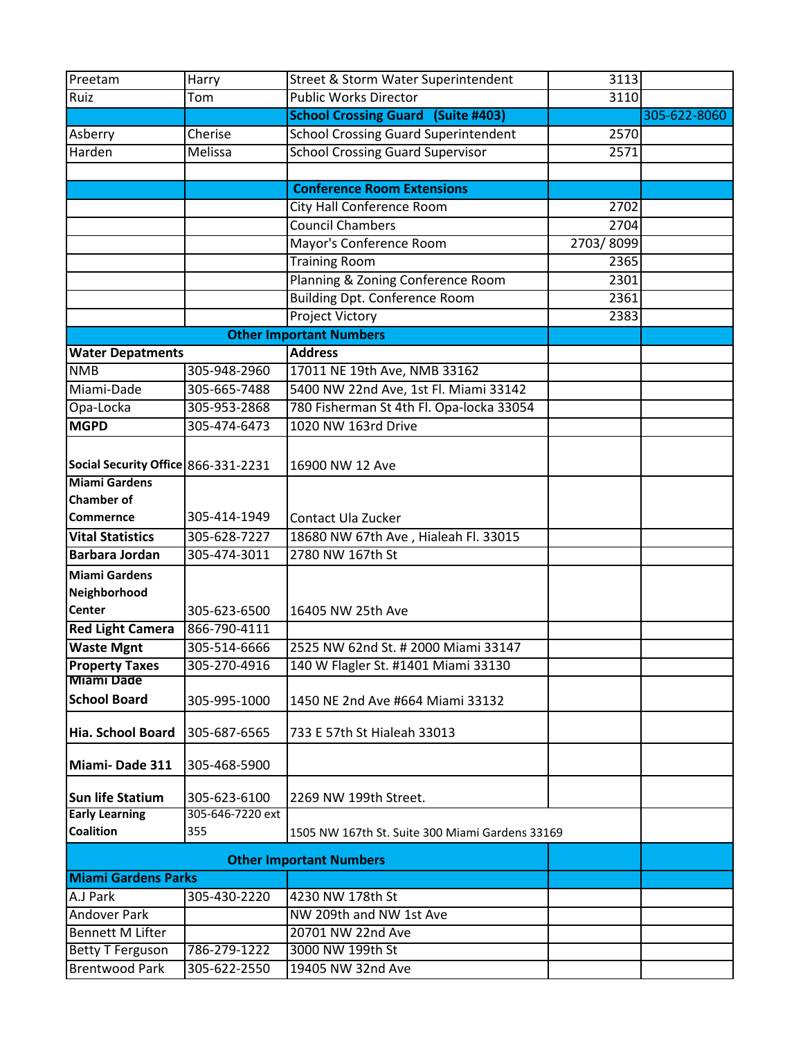| | | | | |
|---|---|---|---|---|
| Preetam | Harry | Street & Storm Water Superintendent | 3113 | |
| Ruiz | Tom | Public Works Director | 3110 | |
| | | **School Crossing Guard (Suite #403)** | | 305-622-8060 |
| Asberry | Cherise | School Crossing Guard Superintendent | 2570 | |
| Harden | Melissa | School Crossing Guard Supervisor | 2571 | |
| | | | | |
| | | **Conference Room Extensions** | | |
| | | City Hall Conference Room | 2702 | |
| | | Council Chambers | 2704 | |
| | | Mayor's Conference Room | 2703/ 8099 | |
| | | Training Room | 2365 | |
| | | Planning & Zoning Conference Room | 2301 | |
| | | Building Dpt. Conference Room | 2361 | |
| | | Project Victory | 2383 | |
| | **Other Important Numbers** | | | |
| **Water Depatments** | | **Address** | | |
| NMB | 305-948-2960 | 17011 NE 19th Ave, NMB 33162 | | |
| Miami-Dade | 305-665-7488 | 5400 NW 22nd Ave, 1st Fl. Miami 33142 | | |
| Opa-Locka | 305-953-2868 | 780 Fisherman St 4th Fl. Opa-locka 33054 | | |
| **MGPD** | 305-474-6473 | 1020 NW 163rd Drive | | |
| **Social Security Office** | 866-331-2231 | 16900 NW 12 Ave | | |
| **Miami Gardens Chamber of Commernce** | 305-414-1949 | Contact Ula Zucker | | |
| **Vital Statistics** | 305-628-7227 | 18680 NW 67th Ave , Hialeah Fl. 33015 | | |
| **Barbara Jordan** | 305-474-3011 | 2780 NW 167th St | | |
| **Miami Gardens Neighborhood Center** | 305-623-6500 | 16405 NW 25th Ave | | |
| **Red Light Camera** | 866-790-4111 | | | |
| **Waste Mgnt** | 305-514-6666 | 2525 NW 62nd St. # 2000 Miami 33147 | | |
| **Property Taxes** | 305-270-4916 | 140 W Flagler St. #1401 Miami 33130 | | |
| **Miami Dade School Board** | 305-995-1000 | 1450 NE 2nd Ave #664 Miami 33132 | | |
| **Hia. School Board** | 305-687-6565 | 733 E 57th St Hialeah 33013 | | |
| **Miami- Dade 311** | 305-468-5900 | | | |
| **Sun life Statium** | 305-623-6100 | 2269 NW 199th Street. | | |
| **Early Learning Coalition** | 305-646-7220 ext 355 | 1505 NW 167th St. Suite 300 Miami Gardens 33169 | | |
| | **Other Important Numbers** | | | |
| **Miami Gardens Parks** | | | | |
| A.J Park | 305-430-2220 | 4230 NW 178th St | | |
| Andover Park | | NW 209th and NW 1st Ave | | |
| Bennett M Lifter | | 20701 NW 22nd Ave | | |
| Betty T Ferguson | 786-279-1222 | 3000 NW 199th St | | |
| Brentwood Park | 305-622-2550 | 19405 NW 32nd Ave | | |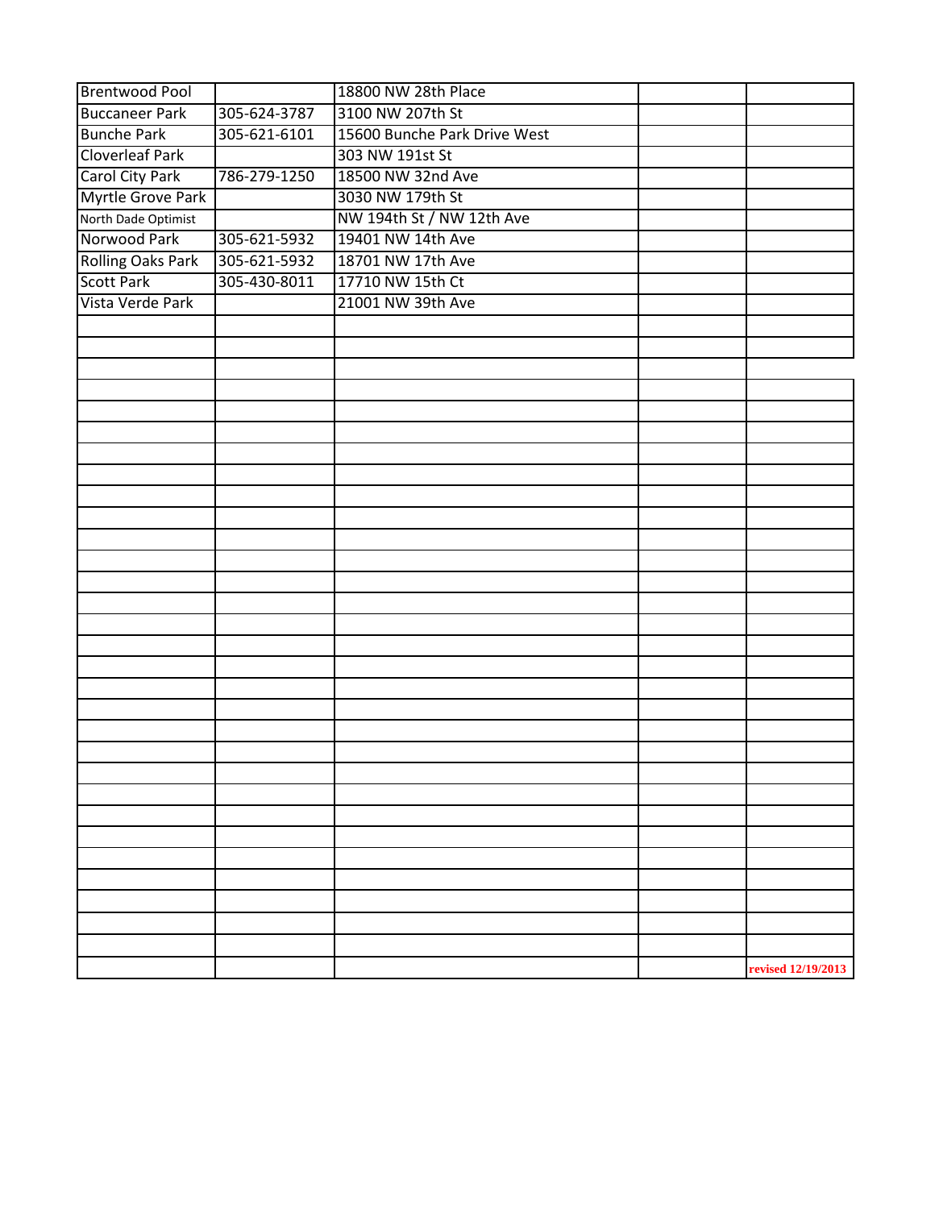| | | | | |
|---|---|---|---|---|
| Brentwood Pool | | 18800 NW 28th Place | | |
| Buccaneer Park | 305-624-3787 | 3100 NW 207th St | | |
| Bunche Park | 305-621-6101 | 15600 Bunche Park Drive West | | |
| Cloverleaf Park | | 303 NW 191st St | | |
| Carol City Park | 786-279-1250 | 18500 NW 32nd Ave | | |
| Myrtle Grove Park | | 3030 NW 179th St | | |
| North Dade Optimist | | NW 194th St / NW 12th Ave | | |
| Norwood Park | 305-621-5932 | 19401 NW 14th Ave | | |
| Rolling Oaks Park | 305-621-5932 | 18701 NW 17th Ave | | |
| Scott Park | 305-430-8011 | 17710 NW 15th Ct | | |
| Vista Verde Park | | 21001 NW 39th Ave | | |
| | | | | revised 12/19/2013 |